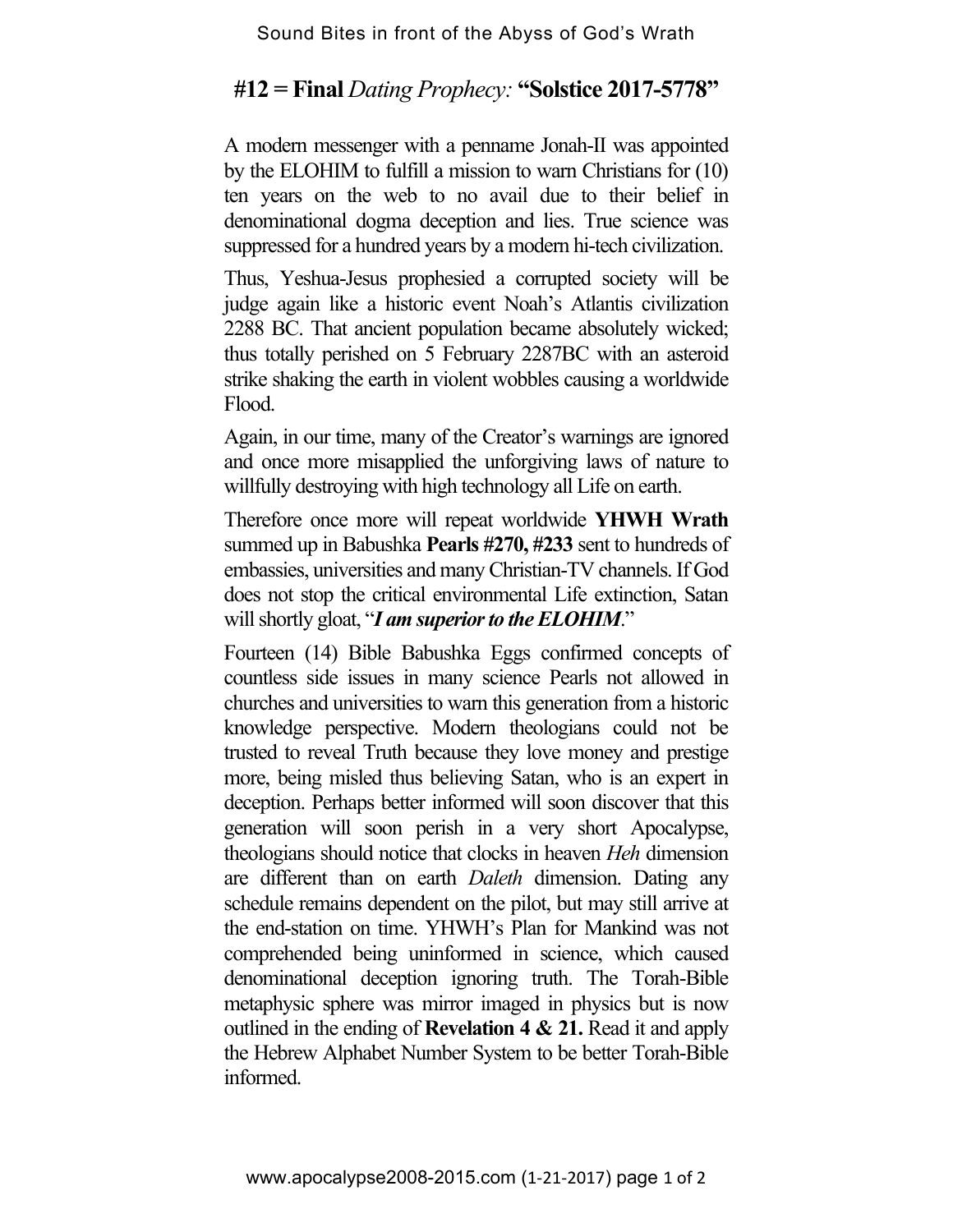## #12 = Final *Dating Prophecy:* "Solstice 2017-5778"

A modern messenger with a penname Jonah-II was appointed by the ELOHIM to fulfill a mission to warn Christians for (10) ten years on the web to no avail due to their belief in denominational dogma deception and lies. True science was suppressed for a hundred years by a modern hi-tech civilization.

Thus, Yeshua-Jesus prophesied a corrupted society will be judge again like a historic event Noah's Atlantis civilization 2288 BC. That ancient population became absolutely wicked; thus totally perished on 5 February 2287BC with an asteroid strike shaking the earth in violent wobbles causing a worldwide Flood.

Again, in our time, many of the Creator's warnings are ignored and once more misapplied the unforgiving laws of nature to willfully destroying with high technology all Life on earth.

Therefore once more will repeat worldwide **YHWH Wrath** summed up in Babushka **Pearls #270, #233** sent to hundreds of embassies, universities and many Christian-TV channels. If God does not stop the critical environmental Life extinction, Satan will shortly gloat, "***I am superior to the ELOHIM***."

Fourteen (14) Bible Babushka Eggs confirmed concepts of countless side issues in many science Pearls not allowed in churches and universities to warn this generation from a historic knowledge perspective. Modern theologians could not be trusted to reveal Truth because they love money and prestige more, being misled thus believing Satan, who is an expert in deception. Perhaps better informed will soon discover that this generation will soon perish in a very short Apocalypse, theologians should notice that clocks in heaven *Heh* dimension are different than on earth *Daleth* dimension. Dating any schedule remains dependent on the pilot, but may still arrive at the end-station on time. YHWH's Plan for Mankind was not comprehended being uninformed in science, which caused denominational deception ignoring truth. The Torah-Bible metaphysic sphere was mirror imaged in physics but is now outlined in the ending of **Revelation 4 & 21.** Read it and apply the Hebrew Alphabet Number System to be better Torah-Bible informed.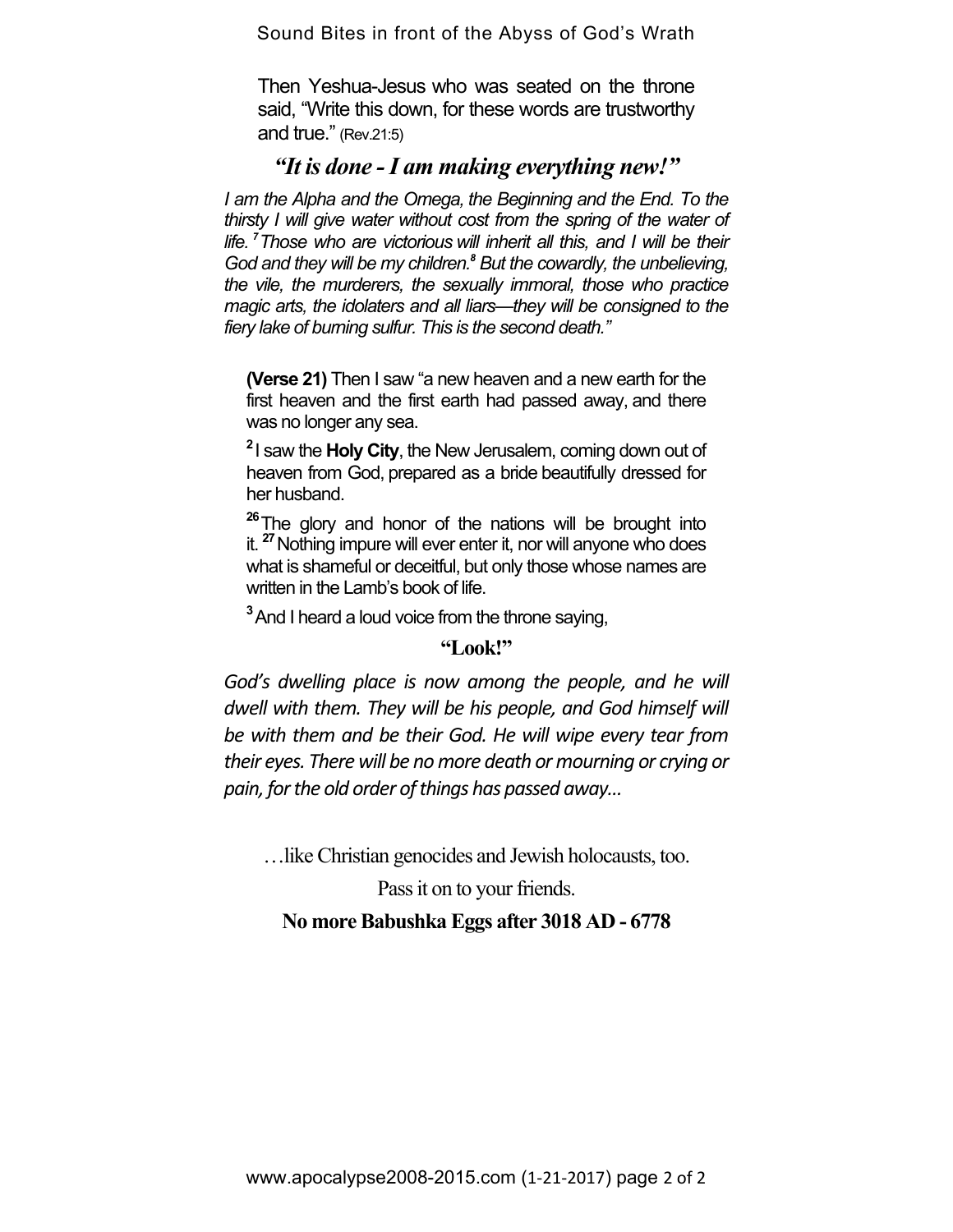Then Yeshua-Jesus who was seated on the throne said, "Write this down, for these words are trustworthy and true." (Rev.21:5)

## *"It is done - I am making everything new!"*

*I am the Alpha and the Omega, the Beginning and the End. To the thirsty I will give water without cost from the spring of the water of life.* [7] *Those who are victorious will inherit all this, and I will be their God and they will be my children.* [8] *But the cowardly, the unbelieving, the vile, the murderers, the sexually immoral, those who practice magic arts, the idolaters and all liars—they will be consigned to the fiery lake of burning sulfur. This is the second death."*

**(Verse 21)** Then I saw "a new heaven and a new earth for the first heaven and the first earth had passed away, and there was no longer any sea.

[2] I saw the **Holy City**, the New Jerusalem, coming down out of heaven from God, prepared as a bride beautifully dressed for her husband.

[26] The glory and honor of the nations will be brought into it. [27] Nothing impure will ever enter it, nor will anyone who does what is shameful or deceitful, but only those whose names are written in the Lamb's book of life.

[3] And I heard a loud voice from the throne saying,

**"Look!"**

*God's dwelling place is now among the people, and he will dwell with them. They will be his people, and God himself will be with them and be their God. He will wipe every tear from their eyes. There will be no more death or mourning or crying or pain, for the old order of things has passed away…*

…like Christian genocides and Jewish holocausts, too.

Pass it on to your friends.

**No more Babushka Eggs after 3018 AD - 6778**